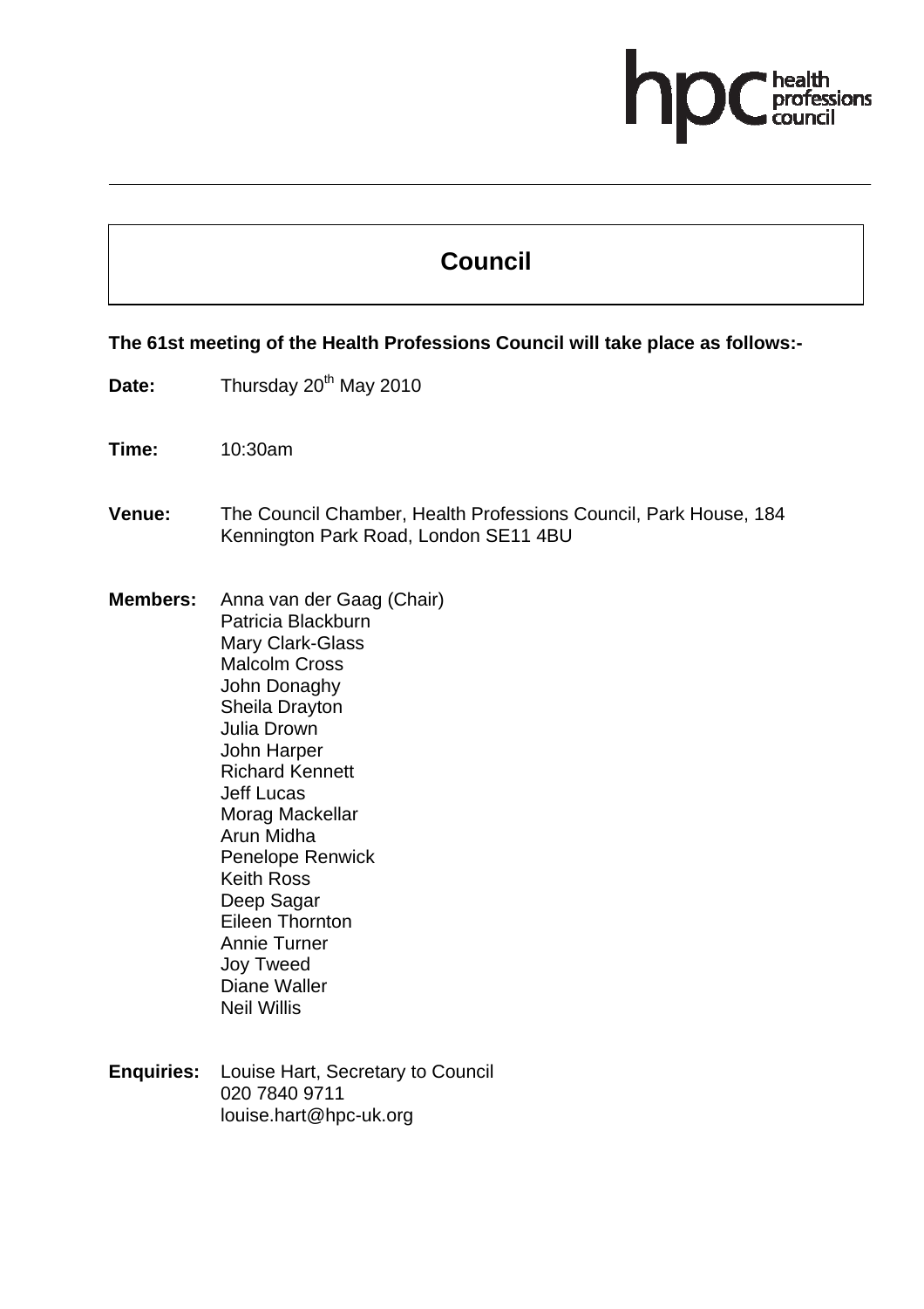# Council

**The 61st meeting of the Health Professions Council will take place as follows:-**

**Date:** Thursday 20th May 2010

**Time:** 10:30am

**Venue:** The Council Chamber, Health Professions Council, Park House, 184 Kennington Park Road, London SE11 4BU

**Members:** Anna van der Gaag (Chair)
Patricia Blackburn
Mary Clark-Glass
Malcolm Cross
John Donaghy
Sheila Drayton
Julia Drown
John Harper
Richard Kennett
Jeff Lucas
Morag Mackellar
Arun Midha
Penelope Renwick
Keith Ross
Deep Sagar
Eileen Thornton
Annie Turner
Joy Tweed
Diane Waller
Neil Willis

**Enquiries:** Louise Hart, Secretary to Council
020 7840 9711
louise.hart@hpc-uk.org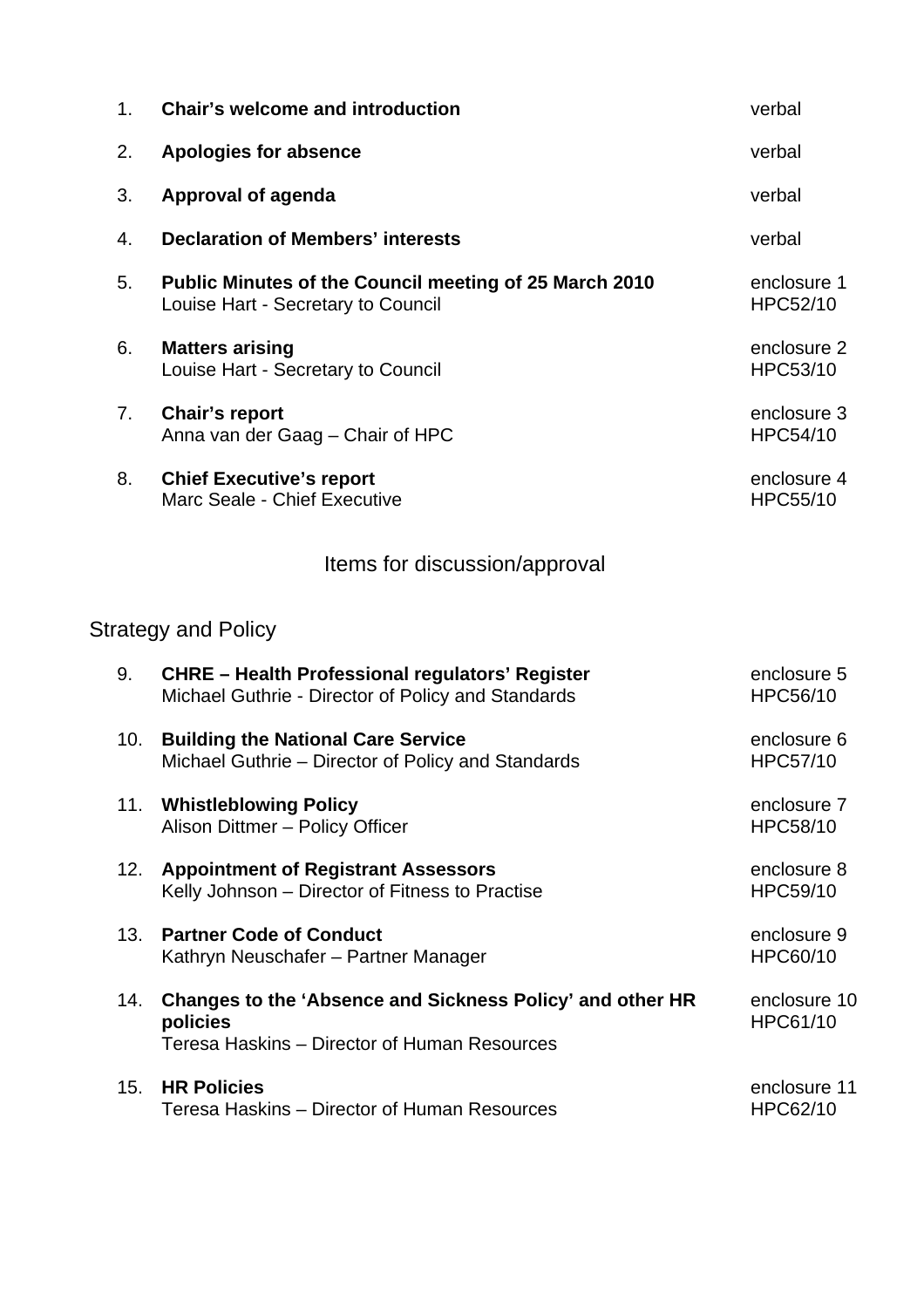| | | |
|---|---|---|
| 1. | **Chair's welcome and introduction** | verbal |
| 2. | **Apologies for absence** | verbal |
| 3. | **Approval of agenda** | verbal |
| 4. | **Declaration of Members' interests** | verbal |
| 5. | **Public Minutes of the Council meeting of 25 March 2010**<br>Louise Hart - Secretary to Council | enclosure 1<br>HPC52/10 |
| 6. | **Matters arising**<br>Louise Hart - Secretary to Council | enclosure 2<br>HPC53/10 |
| 7. | **Chair's report**<br>Anna van der Gaag – Chair of HPC | enclosure 3<br>HPC54/10 |
| 8. | **Chief Executive's report**<br>Marc Seale - Chief Executive | enclosure 4<br>HPC55/10 |

## Items for discussion/approval

### Strategy and Policy

| | | |
|---|---|---|
| 9. | **CHRE – Health Professional regulators' Register**<br>Michael Guthrie - Director of Policy and Standards | enclosure 5<br>HPC56/10 |
| 10. | **Building the National Care Service**<br>Michael Guthrie – Director of Policy and Standards | enclosure 6<br>HPC57/10 |
| 11. | **Whistleblowing Policy**<br>Alison Dittmer – Policy Officer | enclosure 7<br>HPC58/10 |
| 12. | **Appointment of Registrant Assessors**<br>Kelly Johnson – Director of Fitness to Practise | enclosure 8<br>HPC59/10 |
| 13. | **Partner Code of Conduct**<br>Kathryn Neuschafer – Partner Manager | enclosure 9<br>HPC60/10 |
| 14. | **Changes to the 'Absence and Sickness Policy' and other HR policies**<br>Teresa Haskins – Director of Human Resources | enclosure 10<br>HPC61/10 |
| 15. | **HR Policies**<br>Teresa Haskins – Director of Human Resources | enclosure 11<br>HPC62/10 |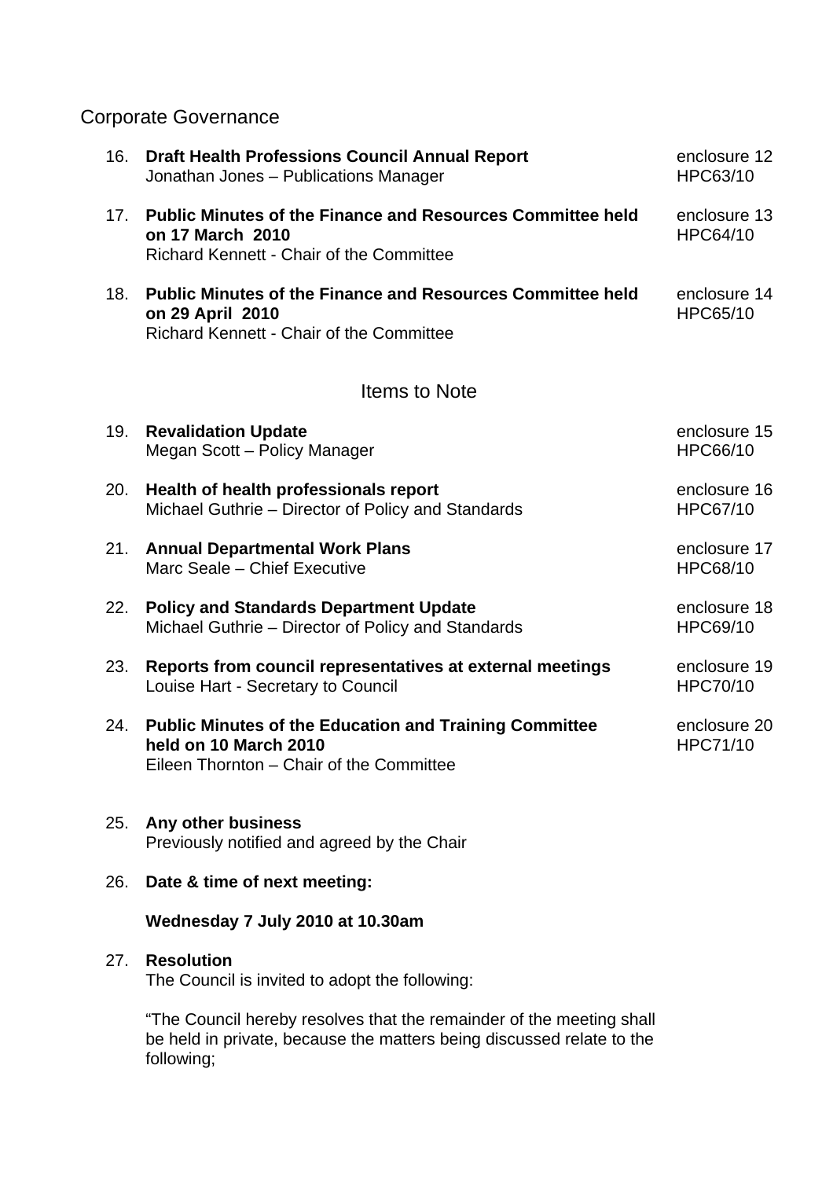## Corporate Governance

| | | |
|---|---|---|
| 16. | **Draft Health Professions Council Annual Report**<br>Jonathan Jones – Publications Manager | enclosure 12<br>HPC63/10 |
| 17. | **Public Minutes of the Finance and Resources Committee held on 17 March 2010**<br>Richard Kennett - Chair of the Committee | enclosure 13<br>HPC64/10 |
| 18. | **Public Minutes of the Finance and Resources Committee held on 29 April 2010**<br>Richard Kennett - Chair of the Committee | enclosure 14<br>HPC65/10 |

## Items to Note

| | | |
|---|---|---|
| 19. | **Revalidation Update**<br>Megan Scott – Policy Manager | enclosure 15<br>HPC66/10 |
| 20. | **Health of health professionals report**<br>Michael Guthrie – Director of Policy and Standards | enclosure 16<br>HPC67/10 |
| 21. | **Annual Departmental Work Plans**<br>Marc Seale – Chief Executive | enclosure 17<br>HPC68/10 |
| 22. | **Policy and Standards Department Update**<br>Michael Guthrie – Director of Policy and Standards | enclosure 18<br>HPC69/10 |
| 23. | **Reports from council representatives at external meetings**<br>Louise Hart - Secretary to Council | enclosure 19<br>HPC70/10 |
| 24. | **Public Minutes of the Education and Training Committee held on 10 March 2010**<br>Eileen Thornton – Chair of the Committee | enclosure 20<br>HPC71/10 |

25. **Any other business**
    Previously notified and agreed by the Chair

26. **Date & time of next meeting:**

    **Wednesday 7 July 2010 at 10.30am**

27. **Resolution**
    The Council is invited to adopt the following:

    "The Council hereby resolves that the remainder of the meeting shall be held in private, because the matters being discussed relate to the following;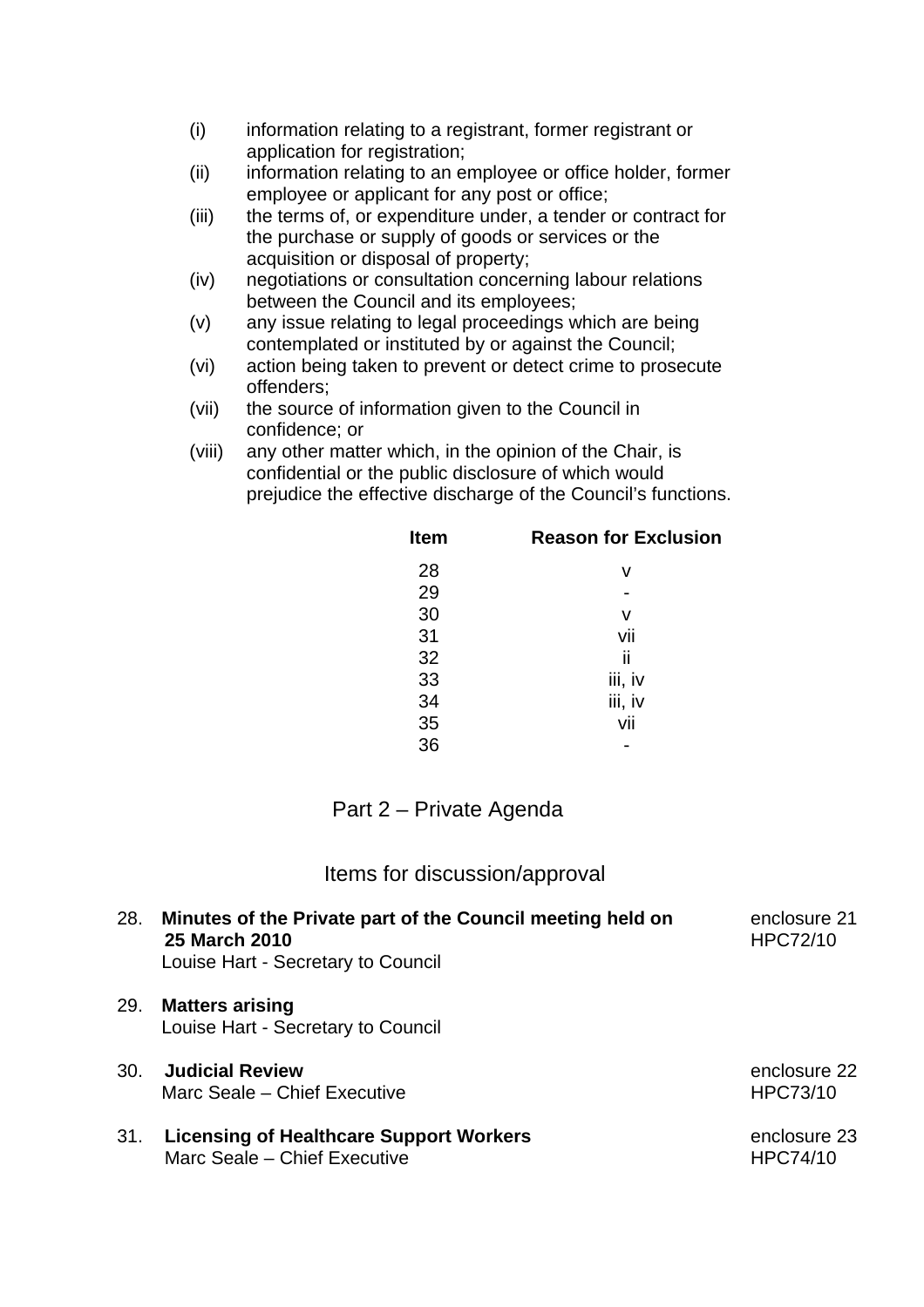(i) information relating to a registrant, former registrant or application for registration;
(ii) information relating to an employee or office holder, former employee or applicant for any post or office;
(iii) the terms of, or expenditure under, a tender or contract for the purchase or supply of goods or services or the acquisition or disposal of property;
(iv) negotiations or consultation concerning labour relations between the Council and its employees;
(v) any issue relating to legal proceedings which are being contemplated or instituted by or against the Council;
(vi) action being taken to prevent or detect crime to prosecute offenders;
(vii) the source of information given to the Council in confidence; or
(viii) any other matter which, in the opinion of the Chair, is confidential or the public disclosure of which would prejudice the effective discharge of the Council's functions.

| Item | Reason for Exclusion |
|---|---|
| 28 | v |
| 29 | - |
| 30 | v |
| 31 | vii |
| 32 | ii |
| 33 | iii, iv |
| 34 | iii, iv |
| 35 | vii |
| 36 | - |

## Part 2 – Private Agenda

### Items for discussion/approval

28. **Minutes of the Private part of the Council meeting held on 25 March 2010** — enclosure 21, HPC72/10
    Louise Hart - Secretary to Council

29. **Matters arising**
    Louise Hart - Secretary to Council

30. **Judicial Review** — enclosure 22, HPC73/10
    Marc Seale – Chief Executive

31. **Licensing of Healthcare Support Workers** — enclosure 23, HPC74/10
    Marc Seale – Chief Executive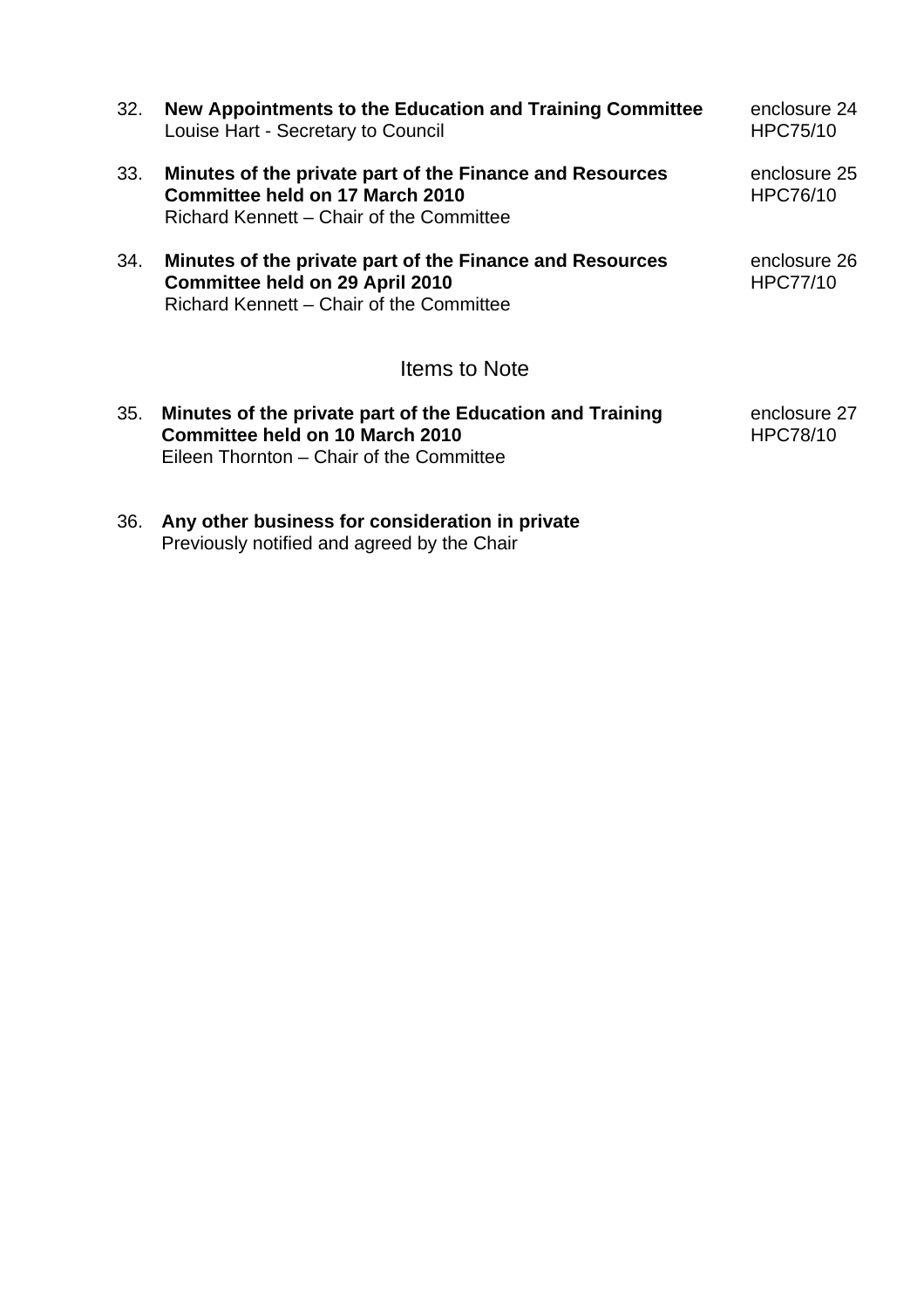32. **New Appointments to the Education and Training Committee** — enclosure 24, HPC75/10
    Louise Hart - Secretary to Council

33. **Minutes of the private part of the Finance and Resources Committee held on 17 March 2010** — enclosure 25, HPC76/10
    Richard Kennett – Chair of the Committee

34. **Minutes of the private part of the Finance and Resources Committee held on 29 April 2010** — enclosure 26, HPC77/10
    Richard Kennett – Chair of the Committee

## Items to Note

35. **Minutes of the private part of the Education and Training Committee held on 10 March 2010** — enclosure 27, HPC78/10
    Eileen Thornton – Chair of the Committee

36. **Any other business for consideration in private**
    Previously notified and agreed by the Chair